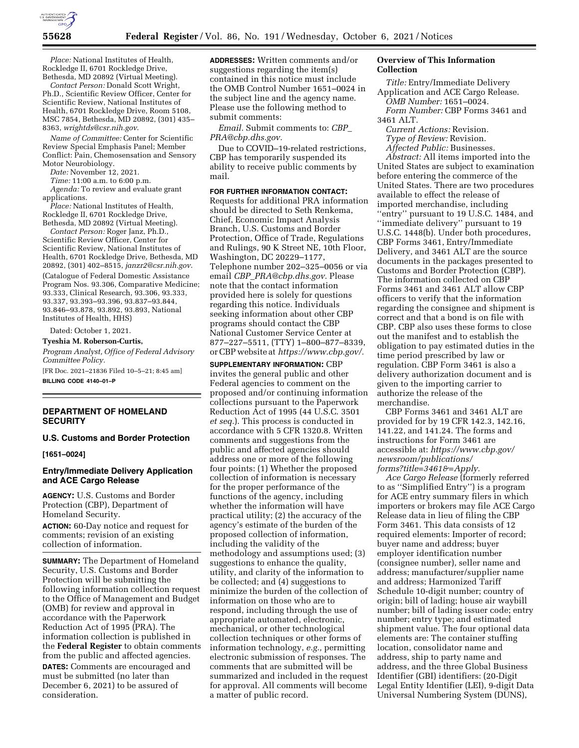*Place:* National Institutes of Health, Rockledge II, 6701 Rockledge Drive, Bethesda, MD 20892 (Virtual Meeting).

*Contact Person:* Donald Scott Wright, Ph.D., Scientific Review Officer, Center for Scientific Review, National Institutes of Health, 6701 Rockledge Drive, Room 5108, MSC 7854, Bethesda, MD 20892, (301) 435–8363, *wrightds@csr.nih.gov*.

*Name of Committee:* Center for Scientific Review Special Emphasis Panel; Member Conflict: Pain, Chemosensation and Sensory Motor Neurobiology.

*Date:* November 12, 2021.

*Time:* 11:00 a.m. to 6:00 p.m.

*Agenda:* To review and evaluate grant applications.

*Place:* National Institutes of Health, Rockledge II, 6701 Rockledge Drive, Bethesda, MD 20892 (Virtual Meeting).

*Contact Person:* Roger Janz, Ph.D., Scientific Review Officer, Center for Scientific Review, National Institutes of Health, 6701 Rockledge Drive, Bethesda, MD 20892, (301) 402–8515, *janzr2@csr.nih.gov*.

(Catalogue of Federal Domestic Assistance Program Nos. 93.306, Comparative Medicine; 93.333, Clinical Research, 93.306, 93.333, 93.337, 93.393–93.396, 93.837–93.844, 93.846–93.878, 93.892, 93.893, National Institutes of Health, HHS)

Dated: October 1, 2021.

**Tyeshia M. Roberson-Curtis,**

*Program Analyst, Office of Federal Advisory Committee Policy.*

[FR Doc. 2021–21836 Filed 10–5–21; 8:45 am]

**BILLING CODE 4140–01–P**

## DEPARTMENT OF HOMELAND SECURITY

### U.S. Customs and Border Protection

**[1651–0024]**

### Entry/Immediate Delivery Application and ACE Cargo Release

**AGENCY:** U.S. Customs and Border Protection (CBP), Department of Homeland Security.

**ACTION:** 60-Day notice and request for comments; revision of an existing collection of information.

**SUMMARY:** The Department of Homeland Security, U.S. Customs and Border Protection will be submitting the following information collection request to the Office of Management and Budget (OMB) for review and approval in accordance with the Paperwork Reduction Act of 1995 (PRA). The information collection is published in the **Federal Register** to obtain comments from the public and affected agencies.

**DATES:** Comments are encouraged and must be submitted (no later than December 6, 2021) to be assured of consideration.

**ADDRESSES:** Written comments and/or suggestions regarding the item(s) contained in this notice must include the OMB Control Number 1651–0024 in the subject line and the agency name. Please use the following method to submit comments:

*Email.* Submit comments to: *CBP_PRA@cbp.dhs.gov.*

Due to COVID–19-related restrictions, CBP has temporarily suspended its ability to receive public comments by mail.

**FOR FURTHER INFORMATION CONTACT:** Requests for additional PRA information should be directed to Seth Renkema, Chief, Economic Impact Analysis Branch, U.S. Customs and Border Protection, Office of Trade, Regulations and Rulings, 90 K Street NE, 10th Floor, Washington, DC 20229–1177, Telephone number 202–325–0056 or via email *CBP_PRA@cbp.dhs.gov.* Please note that the contact information provided here is solely for questions regarding this notice. Individuals seeking information about other CBP programs should contact the CBP National Customer Service Center at 877–227–5511, (TTY) 1–800–877–8339, or CBP website at *https://www.cbp.gov/.*

**SUPPLEMENTARY INFORMATION:** CBP invites the general public and other Federal agencies to comment on the proposed and/or continuing information collections pursuant to the Paperwork Reduction Act of 1995 (44 U.S.C. 3501 *et seq.*). This process is conducted in accordance with 5 CFR 1320.8. Written comments and suggestions from the public and affected agencies should address one or more of the following four points: (1) Whether the proposed collection of information is necessary for the proper performance of the functions of the agency, including whether the information will have practical utility; (2) the accuracy of the agency's estimate of the burden of the proposed collection of information, including the validity of the methodology and assumptions used; (3) suggestions to enhance the quality, utility, and clarity of the information to be collected; and (4) suggestions to minimize the burden of the collection of information on those who are to respond, including through the use of appropriate automated, electronic, mechanical, or other technological collection techniques or other forms of information technology, *e.g.,* permitting electronic submission of responses. The comments that are submitted will be summarized and included in the request for approval. All comments will become a matter of public record.

### Overview of This Information Collection

*Title:* Entry/Immediate Delivery Application and ACE Cargo Release.

*OMB Number:* 1651–0024.

*Form Number:* CBP Forms 3461 and 3461 ALT.

*Current Actions:* Revision.

*Type of Review:* Revision.

*Affected Public:* Businesses.

*Abstract:* All items imported into the United States are subject to examination before entering the commerce of the United States. There are two procedures available to effect the release of imported merchandise, including ''entry'' pursuant to 19 U.S.C. 1484, and ''immediate delivery'' pursuant to 19 U.S.C. 1448(b). Under both procedures, CBP Forms 3461, Entry/Immediate Delivery, and 3461 ALT are the source documents in the packages presented to Customs and Border Protection (CBP). The information collected on CBP Forms 3461 and 3461 ALT allow CBP officers to verify that the information regarding the consignee and shipment is correct and that a bond is on file with CBP. CBP also uses these forms to close out the manifest and to establish the obligation to pay estimated duties in the time period prescribed by law or regulation. CBP Form 3461 is also a delivery authorization document and is given to the importing carrier to authorize the release of the merchandise.

CBP Forms 3461 and 3461 ALT are provided for by 19 CFR 142.3, 142.16, 141.22, and 141.24. The forms and instructions for Form 3461 are accessible at: *https://www.cbp.gov/newsroom/publications/forms?title=3461&=Apply.*

*Ace Cargo Release* (formerly referred to as ''Simplified Entry'') is a program for ACE entry summary filers in which importers or brokers may file ACE Cargo Release data in lieu of filing the CBP Form 3461. This data consists of 12 required elements: Importer of record; buyer name and address; buyer employer identification number (consignee number), seller name and address; manufacturer/supplier name and address; Harmonized Tariff Schedule 10-digit number; country of origin; bill of lading; house air waybill number; bill of lading issuer code; entry number; entry type; and estimated shipment value. The four optional data elements are: The container stuffing location, consolidator name and address, ship to party name and address, and the three Global Business Identifier (GBI) identifiers: (20-Digit Legal Entity Identifier (LEI), 9-digit Data Universal Numbering System (DUNS),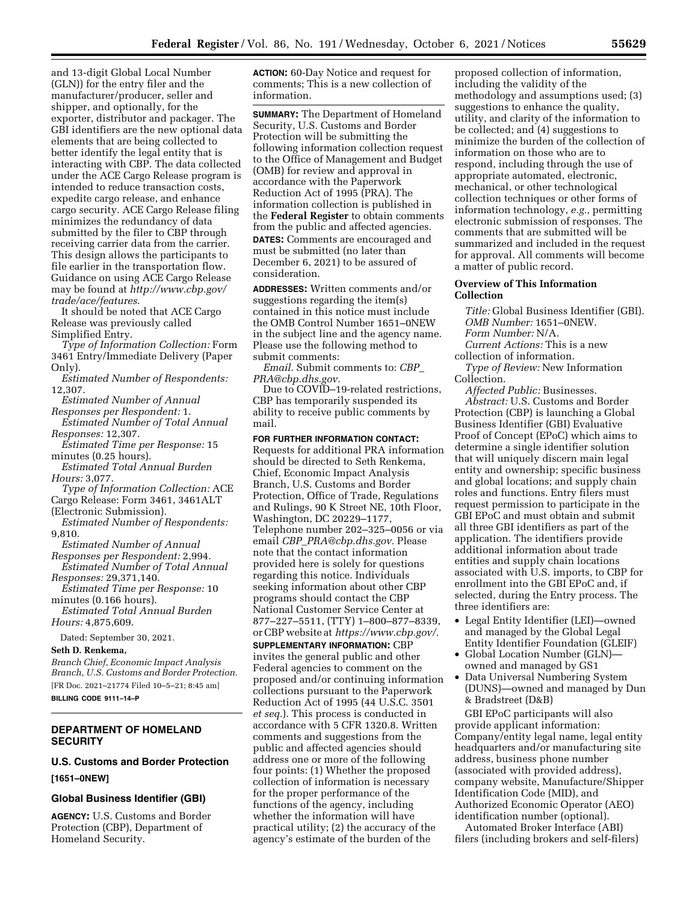and 13-digit Global Local Number (GLN)) for the entry filer and the manufacturer/producer, seller and shipper, and optionally, for the exporter, distributor and packager. The GBI identifiers are the new optional data elements that are being collected to better identify the legal entity that is interacting with CBP. The data collected under the ACE Cargo Release program is intended to reduce transaction costs, expedite cargo release, and enhance cargo security. ACE Cargo Release filing minimizes the redundancy of data submitted by the filer to CBP through receiving carrier data from the carrier. This design allows the participants to file earlier in the transportation flow. Guidance on using ACE Cargo Release may be found at *http://www.cbp.gov/trade/ace/features*.

It should be noted that ACE Cargo Release was previously called Simplified Entry.

*Type of Information Collection:* Form 3461 Entry/Immediate Delivery (Paper Only).

*Estimated Number of Respondents:* 12,307.

*Estimated Number of Annual Responses per Respondent:* 1.

*Estimated Number of Total Annual Responses:* 12,307.

*Estimated Time per Response:* 15 minutes (0.25 hours).

*Estimated Total Annual Burden Hours:* 3,077.

*Type of Information Collection:* ACE Cargo Release: Form 3461, 3461ALT (Electronic Submission).

*Estimated Number of Respondents:* 9,810.

*Estimated Number of Annual Responses per Respondent:* 2,994.

*Estimated Number of Total Annual Responses:* 29,371,140.

*Estimated Time per Response:* 10 minutes (0.166 hours).

*Estimated Total Annual Burden Hours:* 4,875,609.

Dated: September 30, 2021.

**Seth D. Renkema,**

*Branch Chief, Economic Impact Analysis Branch, U.S. Customs and Border Protection.*

[FR Doc. 2021–21774 Filed 10–5–21; 8:45 am]

**BILLING CODE 9111–14–P**

## DEPARTMENT OF HOMELAND SECURITY

### U.S. Customs and Border Protection

**[1651–0NEW]**

### Global Business Identifier (GBI)

**AGENCY:** U.S. Customs and Border Protection (CBP), Department of Homeland Security.

**ACTION:** 60-Day Notice and request for comments; This is a new collection of information.

**SUMMARY:** The Department of Homeland Security, U.S. Customs and Border Protection will be submitting the following information collection request to the Office of Management and Budget (OMB) for review and approval in accordance with the Paperwork Reduction Act of 1995 (PRA). The information collection is published in the **Federal Register** to obtain comments from the public and affected agencies.

**DATES:** Comments are encouraged and must be submitted (no later than December 6, 2021) to be assured of consideration.

**ADDRESSES:** Written comments and/or suggestions regarding the item(s) contained in this notice must include the OMB Control Number 1651–0NEW in the subject line and the agency name. Please use the following method to submit comments:

*Email.* Submit comments to: *CBP_PRA@cbp.dhs.gov.*

Due to COVID–19-related restrictions, CBP has temporarily suspended its ability to receive public comments by mail.

**FOR FURTHER INFORMATION CONTACT:** Requests for additional PRA information should be directed to Seth Renkema, Chief, Economic Impact Analysis Branch, U.S. Customs and Border Protection, Office of Trade, Regulations and Rulings, 90 K Street NE, 10th Floor, Washington, DC 20229–1177, Telephone number 202–325–0056 or via email *CBP_PRA@cbp.dhs.gov.* Please note that the contact information provided here is solely for questions regarding this notice. Individuals seeking information about other CBP programs should contact the CBP National Customer Service Center at 877–227–5511, (TTY) 1–800–877–8339, or CBP website at *https://www.cbp.gov/.*

**SUPPLEMENTARY INFORMATION:** CBP invites the general public and other Federal agencies to comment on the proposed and/or continuing information collections pursuant to the Paperwork Reduction Act of 1995 (44 U.S.C. 3501 *et seq.*). This process is conducted in accordance with 5 CFR 1320.8. Written comments and suggestions from the public and affected agencies should address one or more of the following four points: (1) Whether the proposed collection of information is necessary for the proper performance of the functions of the agency, including whether the information will have practical utility; (2) the accuracy of the agency's estimate of the burden of the proposed collection of information, including the validity of the methodology and assumptions used; (3) suggestions to enhance the quality, utility, and clarity of the information to be collected; and (4) suggestions to minimize the burden of the collection of information on those who are to respond, including through the use of appropriate automated, electronic, mechanical, or other technological collection techniques or other forms of information technology, *e.g.,* permitting electronic submission of responses. The comments that are submitted will be summarized and included in the request for approval. All comments will become a matter of public record.

**Overview of This Information Collection**

*Title:* Global Business Identifier (GBI).

*OMB Number:* 1651–0NEW.

*Form Number:* N/A.

*Current Actions:* This is a new collection of information.

*Type of Review:* New Information Collection.

*Affected Public:* Businesses.

*Abstract:* U.S. Customs and Border Protection (CBP) is launching a Global Business Identifier (GBI) Evaluative Proof of Concept (EPoC) which aims to determine a single identifier solution that will uniquely discern main legal entity and ownership; specific business and global locations; and supply chain roles and functions. Entry filers must request permission to participate in the GBI EPoC and must obtain and submit all three GBI identifiers as part of the application. The identifiers provide additional information about trade entities and supply chain locations associated with U.S. imports, to CBP for enrollment into the GBI EPoC and, if selected, during the Entry process. The three identifiers are:

- Legal Entity Identifier (LEI)—owned and managed by the Global Legal Entity Identifier Foundation (GLEIF)
- Global Location Number (GLN)—owned and managed by GS1
- Data Universal Numbering System (DUNS)—owned and managed by Dun & Bradstreet (D&B)

GBI EPoC participants will also provide applicant information: Company/entity legal name, legal entity headquarters and/or manufacturing site address, business phone number (associated with provided address), company website, Manufacture/Shipper Identification Code (MID), and Authorized Economic Operator (AEO) identification number (optional).

Automated Broker Interface (ABI) filers (including brokers and self-filers)